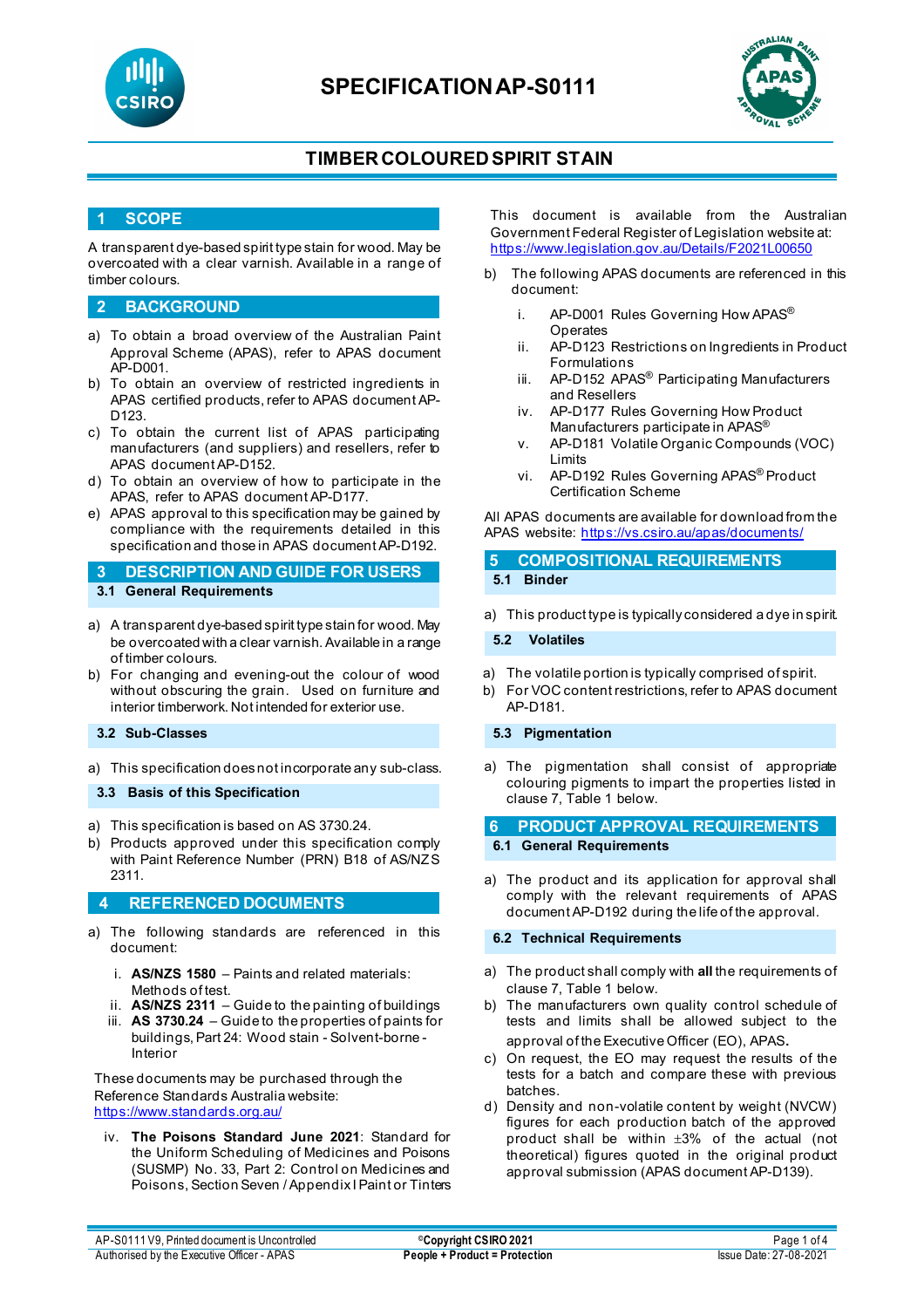# SPECIFICATION AP-S0111

## TIMBER COLOURED SPIRIT STAIN

## 1 SCOPE

A transparent dye-based spirit type stain for wood. May be overcoated with a clear varnish. Available in a range of timber colours.

## 2 BACKGROUND

a) To obtain a broad overview of the Australian Paint Approval Scheme (APAS), refer to APAS document AP-D001.
b) To obtain an overview of restricted ingredients in APAS certified products, refer to APAS document AP-D123.
c) To obtain the current list of APAS participating manufacturers (and suppliers) and resellers, refer to APAS document AP-D152.
d) To obtain an overview of how to participate in the APAS, refer to APAS document AP-D177.
e) APAS approval to this specification may be gained by compliance with the requirements detailed in this specification and those in APAS document AP-D192.

## 3 DESCRIPTION AND GUIDE FOR USERS

### 3.1 General Requirements

a) A transparent dye-based spirit type stain for wood. May be overcoated with a clear varnish. Available in a range of timber colours.
b) For changing and evening-out the colour of wood without obscuring the grain. Used on furniture and interior timberwork. Not intended for exterior use.

### 3.2 Sub-Classes

a) This specification does not incorporate any sub-class.

### 3.3 Basis of this Specification

a) This specification is based on AS 3730.24.
b) Products approved under this specification comply with Paint Reference Number (PRN) B18 of AS/NZS 2311.

## 4 REFERENCED DOCUMENTS

a) The following standards are referenced in this document:

   i. **AS/NZS 1580** – Paints and related materials: Methods of test.
   ii. **AS/NZS 2311** – Guide to the painting of buildings
   iii. **AS 3730.24** – Guide to the properties of paints for buildings, Part 24: Wood stain - Solvent-borne - Interior

These documents may be purchased through the Reference Standards Australia website: https://www.standards.org.au/

   iv. **The Poisons Standard June 2021**: Standard for the Uniform Scheduling of Medicines and Poisons (SUSMP) No. 33, Part 2: Control on Medicines and Poisons, Section Seven / Appendix I Paint or Tinters

This document is available from the Australian Government Federal Register of Legislation website at: https://www.legislation.gov.au/Details/F2021L00650

b) The following APAS documents are referenced in this document:

   i. AP-D001 Rules Governing How APAS® Operates
   ii. AP-D123 Restrictions on Ingredients in Product Formulations
   iii. AP-D152 APAS® Participating Manufacturers and Resellers
   iv. AP-D177 Rules Governing How Product Manufacturers participate in APAS®
   v. AP-D181 Volatile Organic Compounds (VOC) Limits
   vi. AP-D192 Rules Governing APAS® Product Certification Scheme

All APAS documents are available for download from the APAS website: https://vs.csiro.au/apas/documents/

## 5 COMPOSITIONAL REQUIREMENTS

### 5.1 Binder

a) This product type is typically considered a dye in spirit.

### 5.2 Volatiles

a) The volatile portion is typically comprised of spirit.
b) For VOC content restrictions, refer to APAS document AP-D181.

### 5.3 Pigmentation

a) The pigmentation shall consist of appropriate colouring pigments to impart the properties listed in clause 7, Table 1 below.

## 6 PRODUCT APPROVAL REQUIREMENTS

### 6.1 General Requirements

a) The product and its application for approval shall comply with the relevant requirements of APAS document AP-D192 during the life of the approval.

### 6.2 Technical Requirements

a) The product shall comply with **all** the requirements of clause 7, Table 1 below.
b) The manufacturers own quality control schedule of tests and limits shall be allowed subject to the approval of the Executive Officer (EO), APAS.
c) On request, the EO may request the results of the tests for a batch and compare these with previous batches.
d) Density and non-volatile content by weight (NVCW) figures for each production batch of the approved product shall be within ±3% of the actual (not theoretical) figures quoted in the original product approval submission (APAS document AP-D139).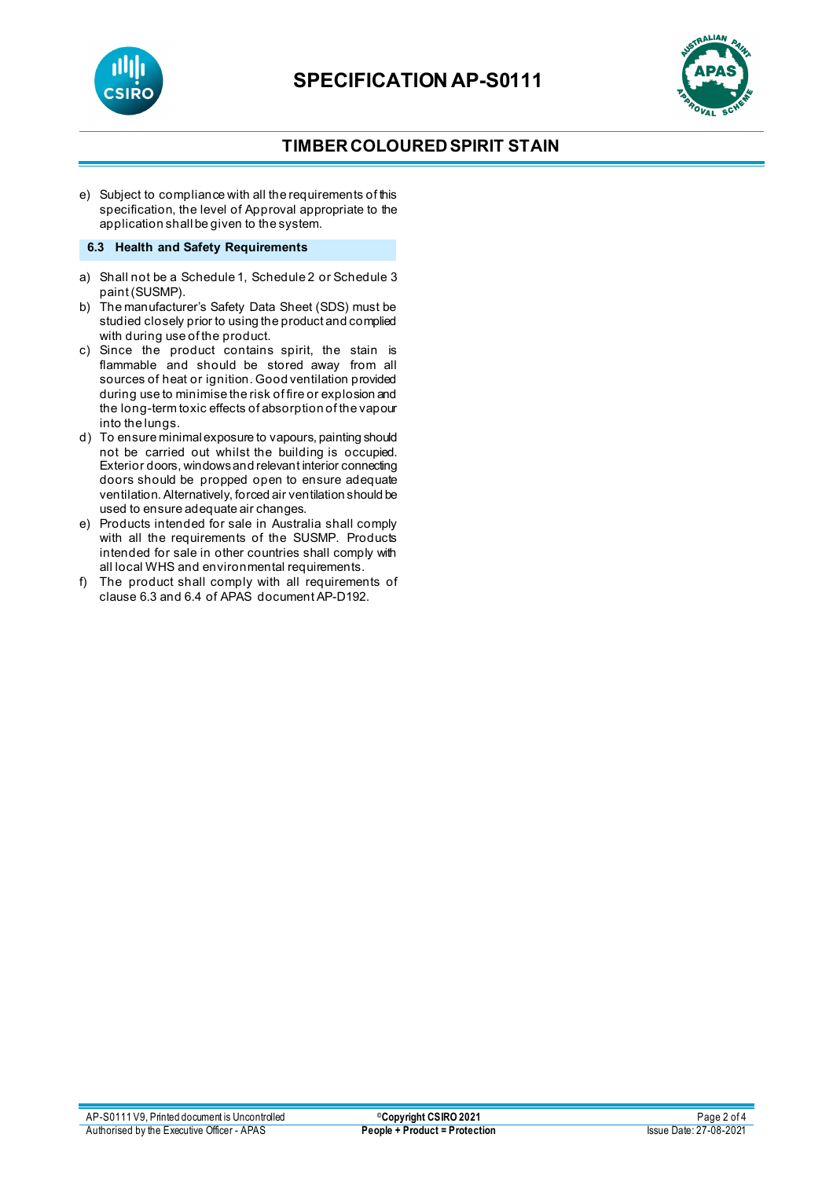e) Subject to compliance with all the requirements of this specification, the level of Approval appropriate to the application shall be given to the system.

### 6.3 Health and Safety Requirements

a) Shall not be a Schedule 1, Schedule 2 or Schedule 3 paint (SUSMP).
b) The manufacturer's Safety Data Sheet (SDS) must be studied closely prior to using the product and complied with during use of the product.
c) Since the product contains spirit, the stain is flammable and should be stored away from all sources of heat or ignition. Good ventilation provided during use to minimise the risk of fire or explosion and the long-term toxic effects of absorption of the vapour into the lungs.
d) To ensure minimal exposure to vapours, painting should not be carried out whilst the building is occupied. Exterior doors, windows and relevant interior connecting doors should be propped open to ensure adequate ventilation. Alternatively, forced air ventilation should be used to ensure adequate air changes.
e) Products intended for sale in Australia shall comply with all the requirements of the SUSMP. Products intended for sale in other countries shall comply with all local WHS and environmental requirements.
f) The product shall comply with all requirements of clause 6.3 and 6.4 of APAS document AP-D192.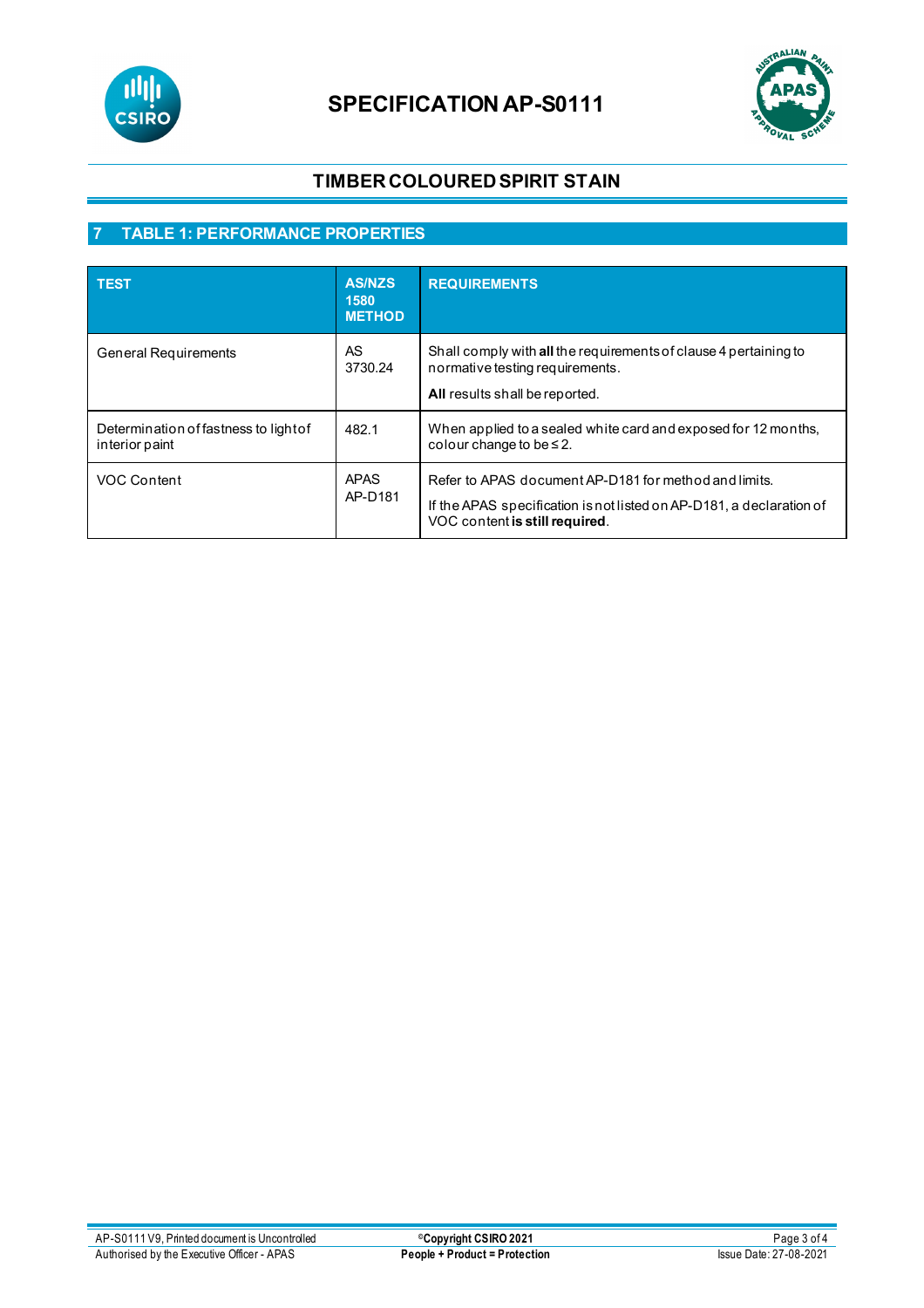# SPECIFICATION AP-S0111

## TIMBER COLOURED SPIRIT STAIN

## 7 TABLE 1: PERFORMANCE PROPERTIES

| TEST | AS/NZS 1580 METHOD | REQUIREMENTS |
|---|---|---|
| General Requirements | AS 3730.24 | Shall comply with **all** the requirements of clause 4 pertaining to normative testing requirements.<br>**All** results shall be reported. |
| Determination of fastness to light of interior paint | 482.1 | When applied to a sealed white card and exposed for 12 months, colour change to be ≤ 2. |
| VOC Content | APAS AP-D181 | Refer to APAS document AP-D181 for method and limits.<br>If the APAS specification is not listed on AP-D181, a declaration of VOC content **is still required**. |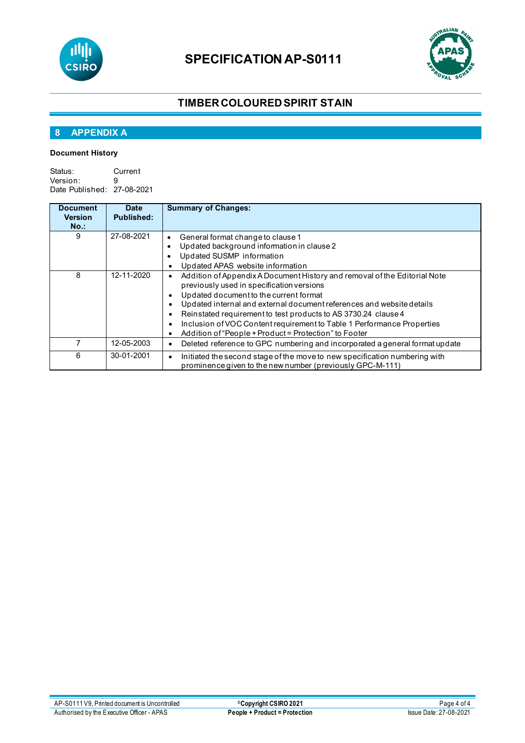## 8 APPENDIX A

**Document History**

Status: Current
Version: 9
Date Published: 27-08-2021

| Document Version No.: | Date Published: | Summary of Changes: |
|---|---|---|
| 9 | 27-08-2021 | • General format change to clause 1<br>• Updated background information in clause 2<br>• Updated SUSMP information<br>• Updated APAS website information |
| 8 | 12-11-2020 | • Addition of Appendix A Document History and removal of the Editorial Note previously used in specification versions<br>• Updated document to the current format<br>• Updated internal and external document references and website details<br>• Reinstated requirement to test products to AS 3730.24 clause 4<br>• Inclusion of VOC Content requirement to Table 1 Performance Properties<br>• Addition of "People + Product = Protection" to Footer |
| 7 | 12-05-2003 | • Deleted reference to GPC numbering and incorporated a general format update |
| 6 | 30-01-2001 | • Initiated the second stage of the move to new specification numbering with prominence given to the new number (previously GPC-M-111) |